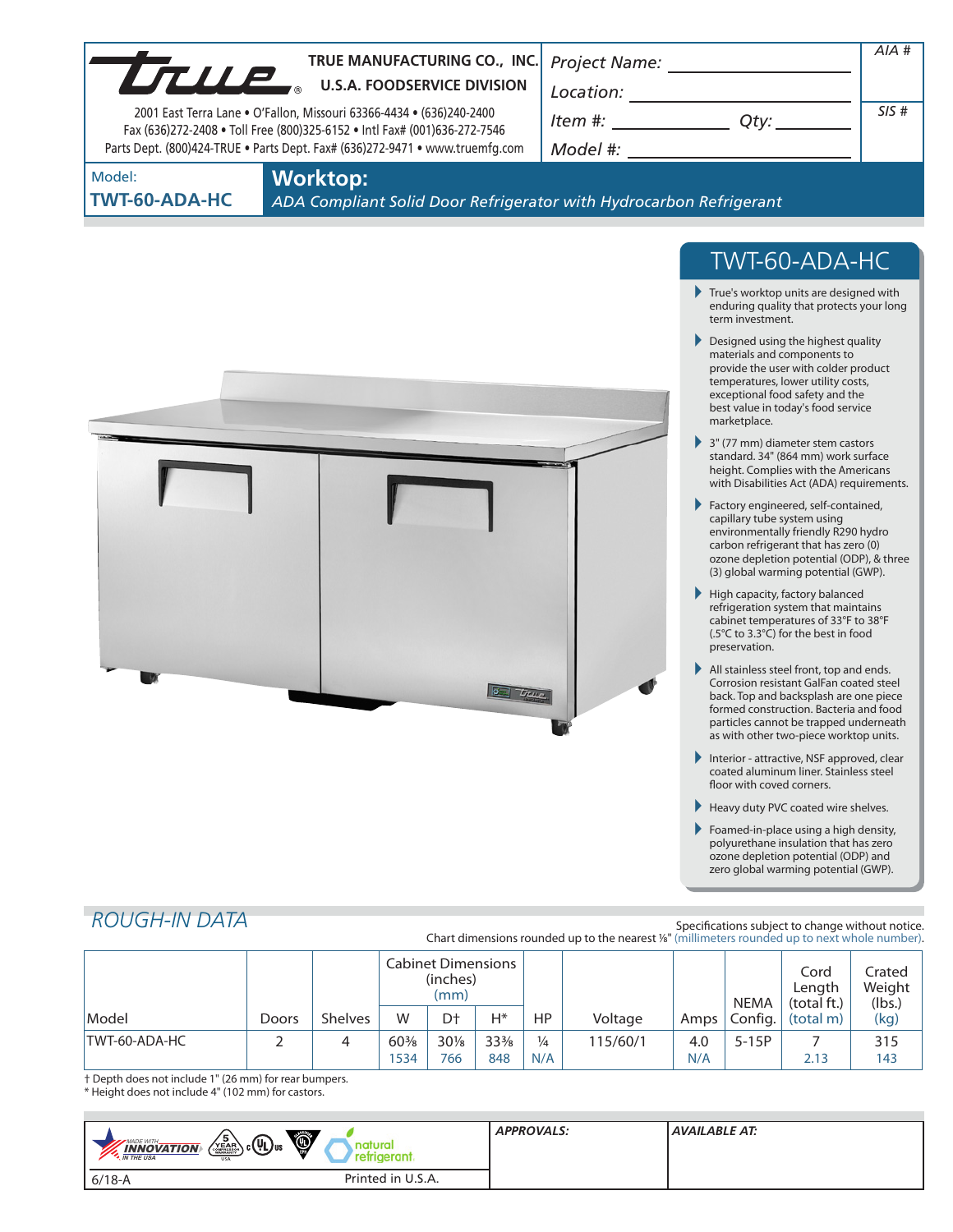**TRUE MANUFACTURING CO., INC.**
**U.S.A. FOODSERVICE DIVISION**

2001 East Terra Lane • O'Fallon, Missouri 63366-4434 • (636)240-2400
Fax (636)272-2408 • Toll Free (800)325-6152 • Intl Fax# (001)636-272-7546
Parts Dept. (800)424-TRUE • Parts Dept. Fax# (636)272-9471 • www.truemfg.com

Project Name: ______________________

Location: ______________________

Item #: ______________ Qty: __________

Model #: ______________________

AIA #

SIS #

Model:
**TWT-60-ADA-HC**

# Worktop:

*ADA Compliant Solid Door Refrigerator with Hydrocarbon Refrigerant*

## TWT-60-ADA-HC

- True's worktop units are designed with enduring quality that protects your long term investment.
- Designed using the highest quality materials and components to provide the user with colder product temperatures, lower utility costs, exceptional food safety and the best value in today's food service marketplace.
- 3" (77 mm) diameter stem castors standard. 34" (864 mm) work surface height. Complies with the Americans with Disabilities Act (ADA) requirements.
- Factory engineered, self-contained, capillary tube system using environmentally friendly R290 hydro carbon refrigerant that has zero (0) ozone depletion potential (ODP), & three (3) global warming potential (GWP).
- High capacity, factory balanced refrigeration system that maintains cabinet temperatures of 33°F to 38°F (.5°C to 3.3°C) for the best in food preservation.
- All stainless steel front, top and ends. Corrosion resistant GalFan coated steel back. Top and backsplash are one piece formed construction. Bacteria and food particles cannot be trapped underneath as with other two-piece worktop units.
- Interior - attractive, NSF approved, clear coated aluminum liner. Stainless steel floor with coved corners.
- Heavy duty PVC coated wire shelves.
- Foamed-in-place using a high density, polyurethane insulation that has zero ozone depletion potential (ODP) and zero global warming potential (GWP).

## *ROUGH-IN DATA*

Specifications subject to change without notice.
Chart dimensions rounded up to the nearest ⅛" (millimeters rounded up to next whole number).

| Model | Doors | Shelves | Cabinet Dimensions (inches) (mm) W | D† | H* | HP | Voltage | Amps | NEMA Config. | Cord Length (total ft.) (total m) | Crated Weight (lbs.) (kg) |
|---|---|---|---|---|---|---|---|---|---|---|---|
| TWT-60-ADA-HC | 2 | 4 | 60⅜ 1534 | 30⅛ 766 | 33⅜ 848 | ¼ N/A | 115/60/1 | 4.0 N/A | 5-15P | 7 2.13 | 315 143 |

† Depth does not include 1" (26 mm) for rear bumpers.
* Height does not include 4" (102 mm) for castors.

MADE WITH INNOVATION IN THE USA | 5 YEAR COMPRESSOR WARRANTY | cULus | natural refrigerant

*APPROVALS:*

*AVAILABLE AT:*

6/18-A

Printed in U.S.A.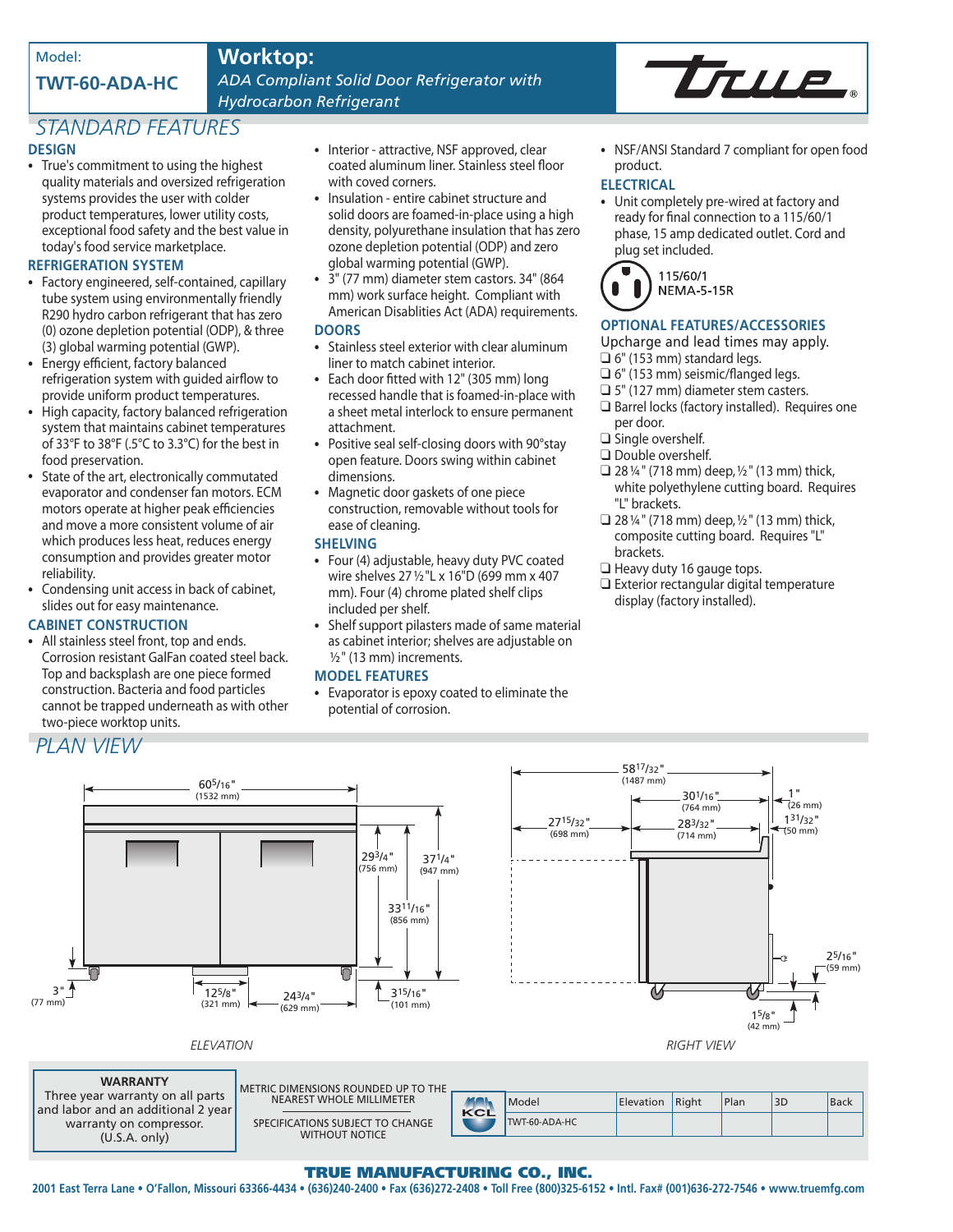Model: **TWT-60-ADA-HC**

# Worktop:

*ADA Compliant Solid Door Refrigerator with Hydrocarbon Refrigerant*

## STANDARD FEATURES

### DESIGN

- True's commitment to using the highest quality materials and oversized refrigeration systems provides the user with colder product temperatures, lower utility costs, exceptional food safety and the best value in today's food service marketplace.

### REFRIGERATION SYSTEM

- Factory engineered, self-contained, capillary tube system using environmentally friendly R290 hydro carbon refrigerant that has zero (0) ozone depletion potential (ODP), & three (3) global warming potential (GWP).
- Energy efficient, factory balanced refrigeration system with guided airflow to provide uniform product temperatures.
- High capacity, factory balanced refrigeration system that maintains cabinet temperatures of 33°F to 38°F (.5°C to 3.3°C) for the best in food preservation.
- State of the art, electronically commutated evaporator and condenser fan motors. ECM motors operate at higher peak efficiencies and move a more consistent volume of air which produces less heat, reduces energy consumption and provides greater motor reliability.
- Condensing unit access in back of cabinet, slides out for easy maintenance.

### CABINET CONSTRUCTION

- All stainless steel front, top and ends. Corrosion resistant GalFan coated steel back. Top and backsplash are one piece formed construction. Bacteria and food particles cannot be trapped underneath as with other two-piece worktop units.
- Interior - attractive, NSF approved, clear coated aluminum liner. Stainless steel floor with coved corners.
- Insulation - entire cabinet structure and solid doors are foamed-in-place using a high density, polyurethane insulation that has zero ozone depletion potential (ODP) and zero global warming potential (GWP).
- 3" (77 mm) diameter stem castors. 34" (864 mm) work surface height. Compliant with American Disablities Act (ADA) requirements.

### DOORS

- Stainless steel exterior with clear aluminum liner to match cabinet interior.
- Each door fitted with 12" (305 mm) long recessed handle that is foamed-in-place with a sheet metal interlock to ensure permanent attachment.
- Positive seal self-closing doors with 90°stay open feature. Doors swing within cabinet dimensions.
- Magnetic door gaskets of one piece construction, removable without tools for ease of cleaning.

### SHELVING

- Four (4) adjustable, heavy duty PVC coated wire shelves 27 ½"L x 16"D (699 mm x 407 mm). Four (4) chrome plated shelf clips included per shelf.
- Shelf support pilasters made of same material as cabinet interior; shelves are adjustable on ½" (13 mm) increments.

### MODEL FEATURES

- Evaporator is epoxy coated to eliminate the potential of corrosion.
- NSF/ANSI Standard 7 compliant for open food product.

### ELECTRICAL

- Unit completely pre-wired at factory and ready for final connection to a 115/60/1 phase, 15 amp dedicated outlet. Cord and plug set included.

115/60/1
NEMA-5-15R

### OPTIONAL FEATURES/ACCESSORIES

Upcharge and lead times may apply.

- ❑ 6" (153 mm) standard legs.
- ❑ 6" (153 mm) seismic/flanged legs.
- ❑ 5" (127 mm) diameter stem casters.
- ❑ Barrel locks (factory installed). Requires one per door.
- ❑ Single overshelf.
- ❑ Double overshelf.
- ❑ 28 ¼" (718 mm) deep, ½" (13 mm) thick, white polyethylene cutting board. Requires "L" brackets.
- ❑ 28 ¼" (718 mm) deep, ½" (13 mm) thick, composite cutting board. Requires "L" brackets.
- ❑ Heavy duty 16 gauge tops.
- ❑ Exterior rectangular digital temperature display (factory installed).

## PLAN VIEW

60 5/16" (1532 mm)
29 3/4" (756 mm)
37 1/4" (947 mm)
33 11/16" (856 mm)
3" (77 mm)
12 5/8" (321 mm)
24 3/4" (629 mm)
3 15/16" (101 mm)

*ELEVATION*

58 17/32" (1487 mm)
30 1/16" (764 mm)
27 15/32" (698 mm)
28 3/32" (714 mm)
1" (26 mm)
1 31/32" (50 mm)
2 5/16" (59 mm)
1 5/8" (42 mm)

*RIGHT VIEW*

**WARRANTY**
Three year warranty on all parts and labor and an additional 2 year warranty on compressor. (U.S.A. only)

METRIC DIMENSIONS ROUNDED UP TO THE NEAREST WHOLE MILLIMETER

SPECIFICATIONS SUBJECT TO CHANGE WITHOUT NOTICE

| KCL | Model | Elevation | Right | Plan | 3D | Back |
|---|---|---|---|---|---|---|
| | TWT-60-ADA-HC | | | | | |

**TRUE MANUFACTURING CO., INC.**

2001 East Terra Lane • O'Fallon, Missouri 63366-4434 • (636)240-2400 • Fax (636)272-2408 • Toll Free (800)325-6152 • Intl. Fax# (001)636-272-7546 • www.truemfg.com